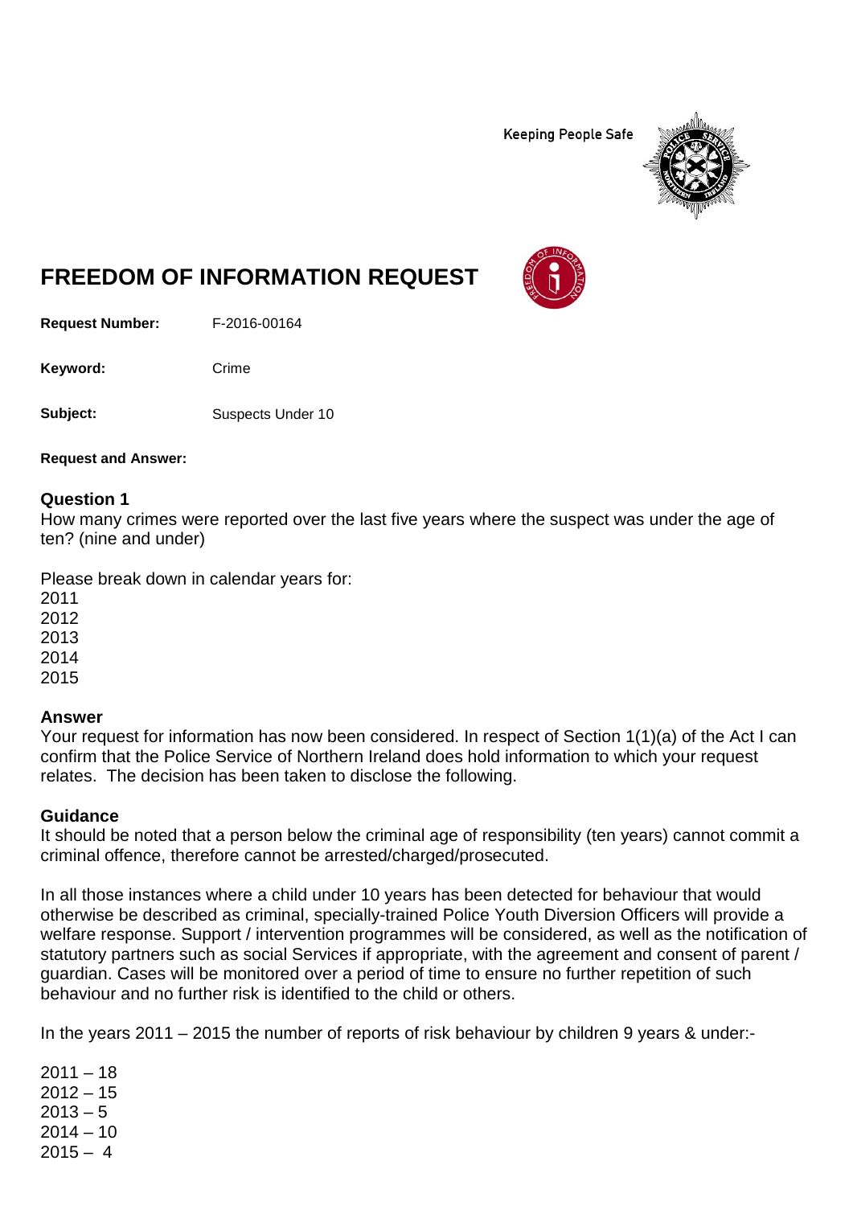Keeping People Safe

# FREEDOM OF INFORMATION REQUEST

**Request Number:** F-2016-00164

**Keyword:** Crime

**Subject:** Suspects Under 10

**Request and Answer:**

## Question 1

How many crimes were reported over the last five years where the suspect was under the age of ten? (nine and under)

Please break down in calendar years for:
2011
2012
2013
2014
2015

## Answer

Your request for information has now been considered. In respect of Section 1(1)(a) of the Act I can confirm that the Police Service of Northern Ireland does hold information to which your request relates. The decision has been taken to disclose the following.

## Guidance

It should be noted that a person below the criminal age of responsibility (ten years) cannot commit a criminal offence, therefore cannot be arrested/charged/prosecuted.

In all those instances where a child under 10 years has been detected for behaviour that would otherwise be described as criminal, specially-trained Police Youth Diversion Officers will provide a welfare response. Support / intervention programmes will be considered, as well as the notification of statutory partners such as social Services if appropriate, with the agreement and consent of parent / guardian. Cases will be monitored over a period of time to ensure no further repetition of such behaviour and no further risk is identified to the child or others.

In the years 2011 – 2015 the number of reports of risk behaviour by children 9 years & under:-

2011 – 18
2012 – 15
2013 – 5
2014 – 10
2015 – 4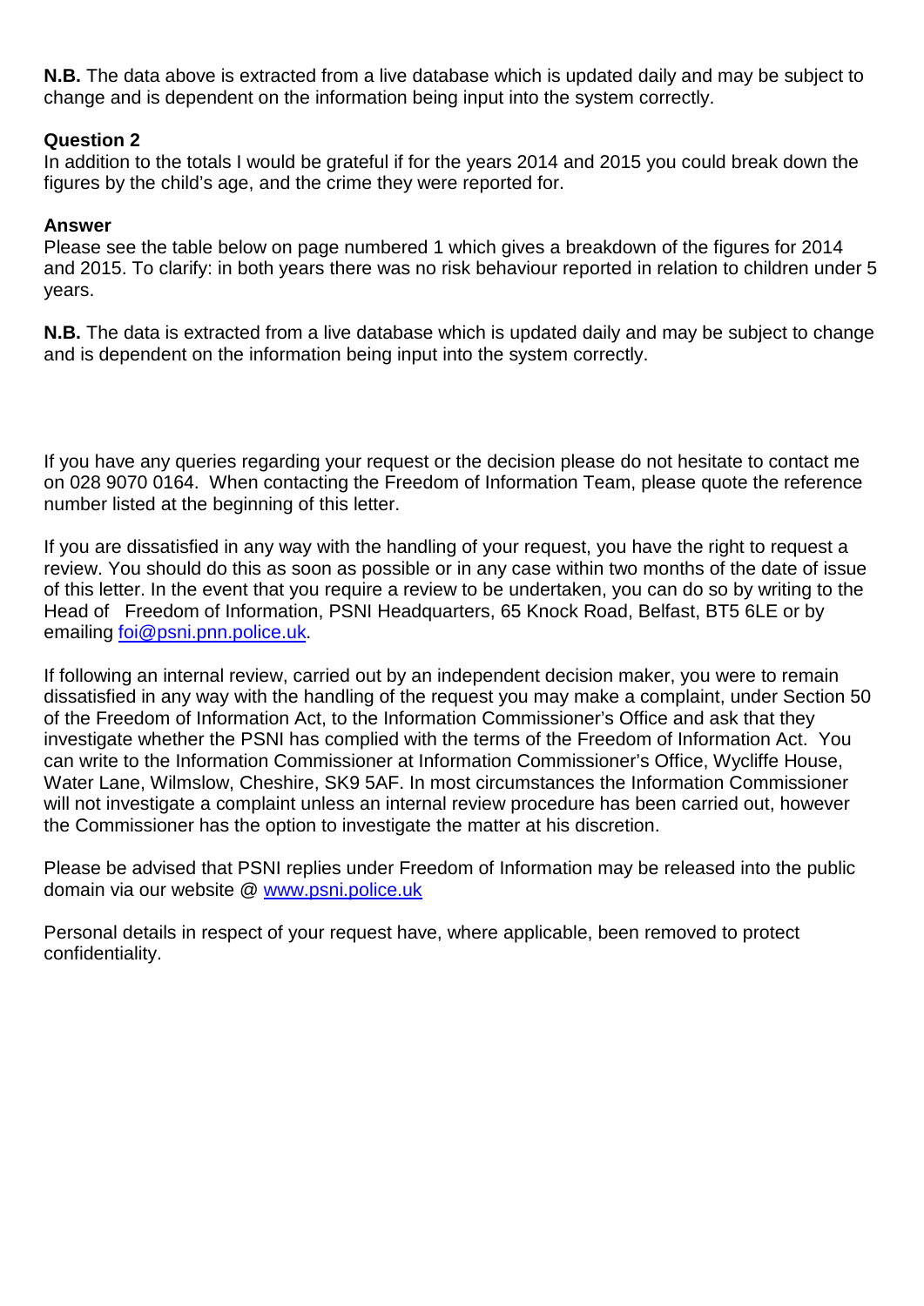**N.B.** The data above is extracted from a live database which is updated daily and may be subject to change and is dependent on the information being input into the system correctly.

**Question 2**
In addition to the totals I would be grateful if for the years 2014 and 2015 you could break down the figures by the child's age, and the crime they were reported for.

**Answer**
Please see the table below on page numbered 1 which gives a breakdown of the figures for 2014 and 2015. To clarify: in both years there was no risk behaviour reported in relation to children under 5 years.

**N.B.** The data is extracted from a live database which is updated daily and may be subject to change and is dependent on the information being input into the system correctly.

If you have any queries regarding your request or the decision please do not hesitate to contact me on 028 9070 0164. When contacting the Freedom of Information Team, please quote the reference number listed at the beginning of this letter.

If you are dissatisfied in any way with the handling of your request, you have the right to request a review. You should do this as soon as possible or in any case within two months of the date of issue of this letter. In the event that you require a review to be undertaken, you can do so by writing to the Head of Freedom of Information, PSNI Headquarters, 65 Knock Road, Belfast, BT5 6LE or by emailing [foi@psni.pnn.police.uk](mailto:foi@psni.pnn.police.uk).

If following an internal review, carried out by an independent decision maker, you were to remain dissatisfied in any way with the handling of the request you may make a complaint, under Section 50 of the Freedom of Information Act, to the Information Commissioner's Office and ask that they investigate whether the PSNI has complied with the terms of the Freedom of Information Act. You can write to the Information Commissioner at Information Commissioner's Office, Wycliffe House, Water Lane, Wilmslow, Cheshire, SK9 5AF. In most circumstances the Information Commissioner will not investigate a complaint unless an internal review procedure has been carried out, however the Commissioner has the option to investigate the matter at his discretion.

Please be advised that PSNI replies under Freedom of Information may be released into the public domain via our website @ [www.psni.police.uk](http://www.psni.police.uk)

Personal details in respect of your request have, where applicable, been removed to protect confidentiality.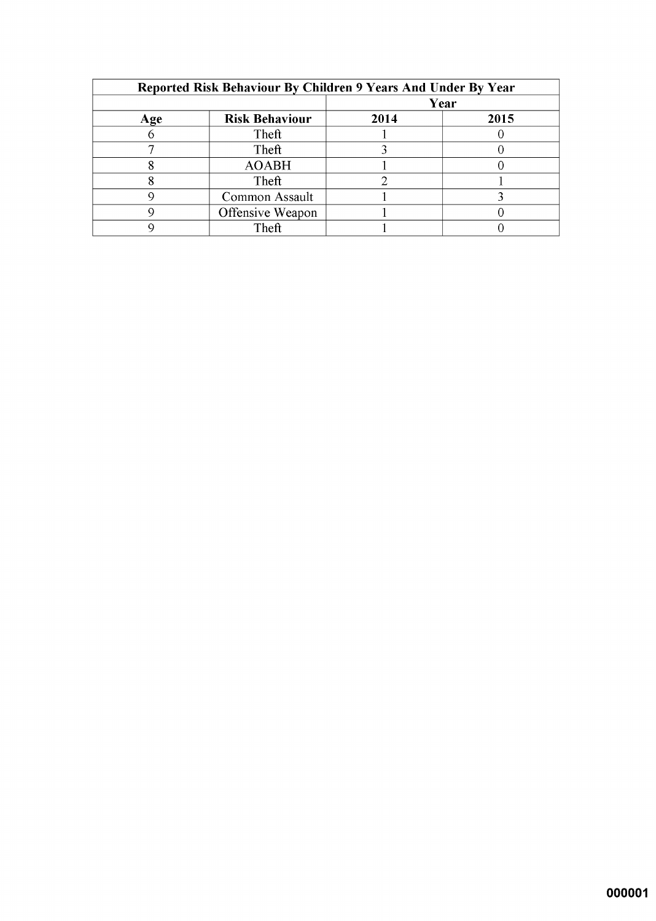| Reported Risk Behaviour By Children 9 Years And Under By Year | | | |
|---|---|---|---|
| | | Year | |
| Age | Risk Behaviour | 2014 | 2015 |
| 6 | Theft | 1 | 0 |
| 7 | Theft | 3 | 0 |
| 8 | AOABH | 1 | 0 |
| 8 | Theft | 2 | 1 |
| 9 | Common Assault | 1 | 3 |
| 9 | Offensive Weapon | 1 | 0 |
| 9 | Theft | 1 | 0 |

000001